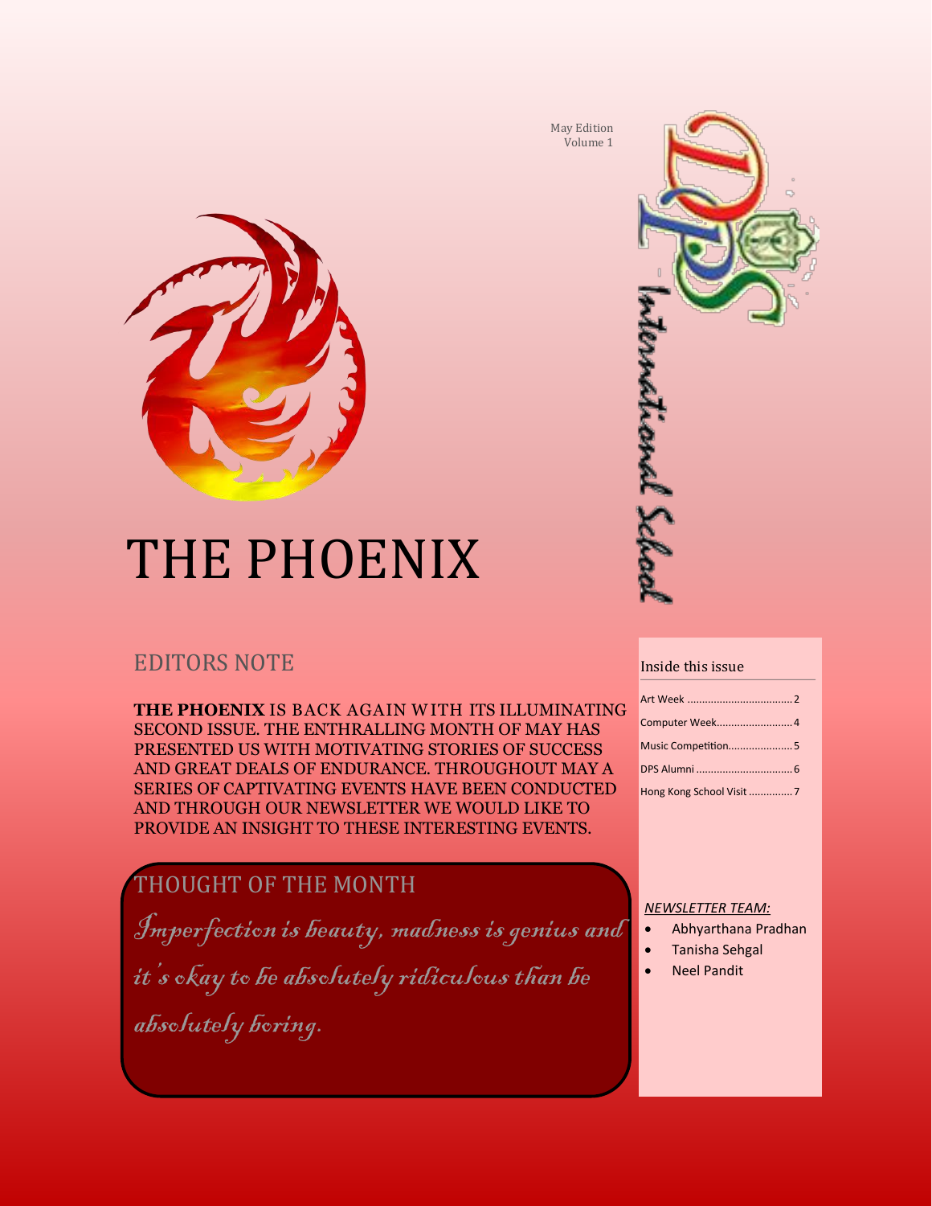May Edition
Volume 1

DPS International School

# THE PHOENIX

## EDITORS NOTE

**THE PHOENIX** IS BACK AGAIN WITH ITS ILLUMINATING SECOND ISSUE. THE ENTHRALLING MONTH OF MAY HAS PRESENTED US WITH MOTIVATING STORIES OF SUCCESS AND GREAT DEALS OF ENDURANCE. THROUGHOUT MAY A SERIES OF CAPTIVATING EVENTS HAVE BEEN CONDUCTED AND THROUGH OUR NEWSLETTER WE WOULD LIKE TO PROVIDE AN INSIGHT TO THESE INTERESTING EVENTS.

## THOUGHT OF THE MONTH

*Imperfection is beauty, madness is genius and it's okay to be absolutely ridiculous than be absolutely boring.*

### Inside this issue

- Art Week .................................. 2
- Computer Week.......................... 4
- Music Competition..................... 5
- DPS Alumni ................................ 6
- Hong Kong School Visit .............. 7

*NEWSLETTER TEAM:*

- Abhyarthana Pradhan
- Tanisha Sehgal
- Neel Pandit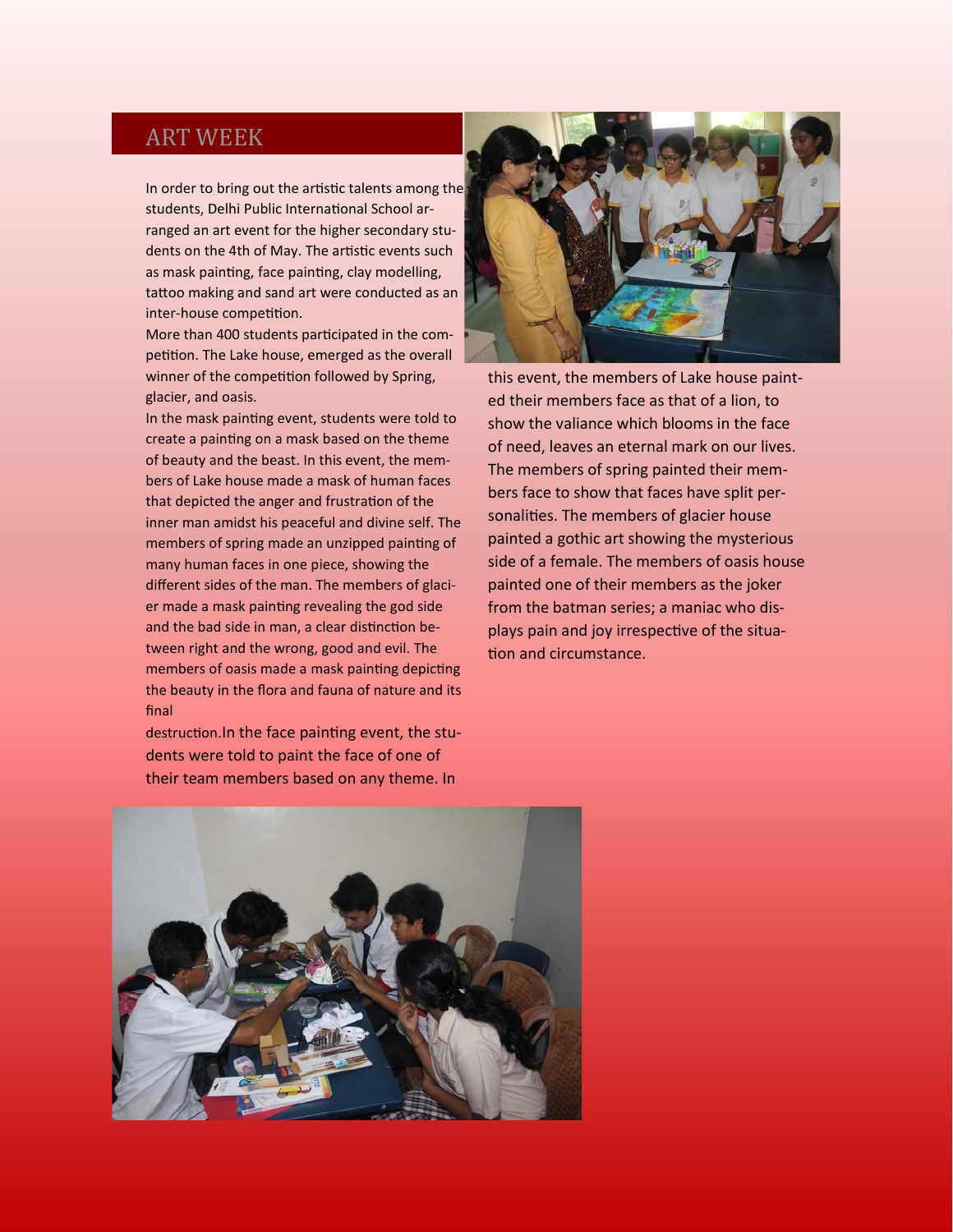## ART WEEK

In order to bring out the artistic talents among the students, Delhi Public International School arranged an art event for the higher secondary students on the 4th of May. The artistic events such as mask painting, face painting, clay modelling, tattoo making and sand art were conducted as an inter-house competition.

More than 400 students participated in the competition. The Lake house, emerged as the overall winner of the competition followed by Spring, glacier, and oasis.

In the mask painting event, students were told to create a painting on a mask based on the theme of beauty and the beast. In this event, the members of Lake house made a mask of human faces that depicted the anger and frustration of the inner man amidst his peaceful and divine self. The members of spring made an unzipped painting of many human faces in one piece, showing the different sides of the man. The members of glacier made a mask painting revealing the god side and the bad side in man, a clear distinction between right and the wrong, good and evil. The members of oasis made a mask painting depicting the beauty in the flora and fauna of nature and its final destruction.In the face painting event, the students were told to paint the face of one of their team members based on any theme. In this event, the members of Lake house painted their members face as that of a lion, to show the valiance which blooms in the face of need, leaves an eternal mark on our lives. The members of spring painted their members face to show that faces have split personalities. The members of glacier house painted a gothic art showing the mysterious side of a female. The members of oasis house painted one of their members as the joker from the batman series; a maniac who displays pain and joy irrespective of the situation and circumstance.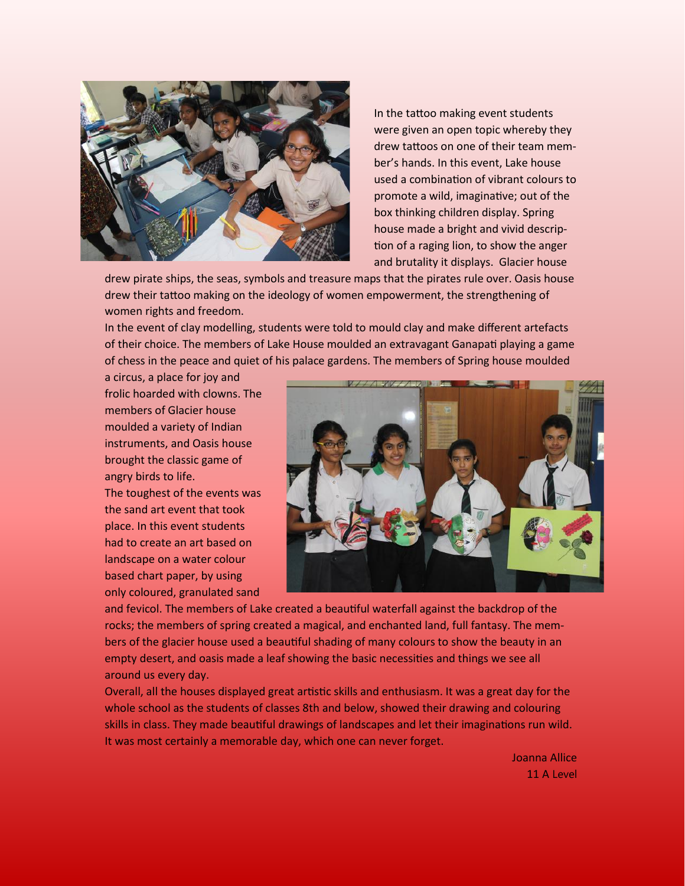In the tattoo making event students were given an open topic whereby they drew tattoos on one of their team member's hands. In this event, Lake house used a combination of vibrant colours to promote a wild, imaginative; out of the box thinking children display. Spring house made a bright and vivid description of a raging lion, to show the anger and brutality it displays. Glacier house drew pirate ships, the seas, symbols and treasure maps that the pirates rule over. Oasis house drew their tattoo making on the ideology of women empowerment, the strengthening of women rights and freedom.

In the event of clay modelling, students were told to mould clay and make different artefacts of their choice. The members of Lake House moulded an extravagant Ganapati playing a game of chess in the peace and quiet of his palace gardens. The members of Spring house moulded a circus, a place for joy and frolic hoarded with clowns. The members of Glacier house moulded a variety of Indian instruments, and Oasis house brought the classic game of angry birds to life.

The toughest of the events was the sand art event that took place. In this event students had to create an art based on landscape on a water colour based chart paper, by using only coloured, granulated sand and fevicol. The members of Lake created a beautiful waterfall against the backdrop of the rocks; the members of spring created a magical, and enchanted land, full fantasy. The members of the glacier house used a beautiful shading of many colours to show the beauty in an empty desert, and oasis made a leaf showing the basic necessities and things we see all around us every day.

Overall, all the houses displayed great artistic skills and enthusiasm. It was a great day for the whole school as the students of classes 8th and below, showed their drawing and colouring skills in class. They made beautiful drawings of landscapes and let their imaginations run wild. It was most certainly a memorable day, which one can never forget.

Joanna Allice
11 A Level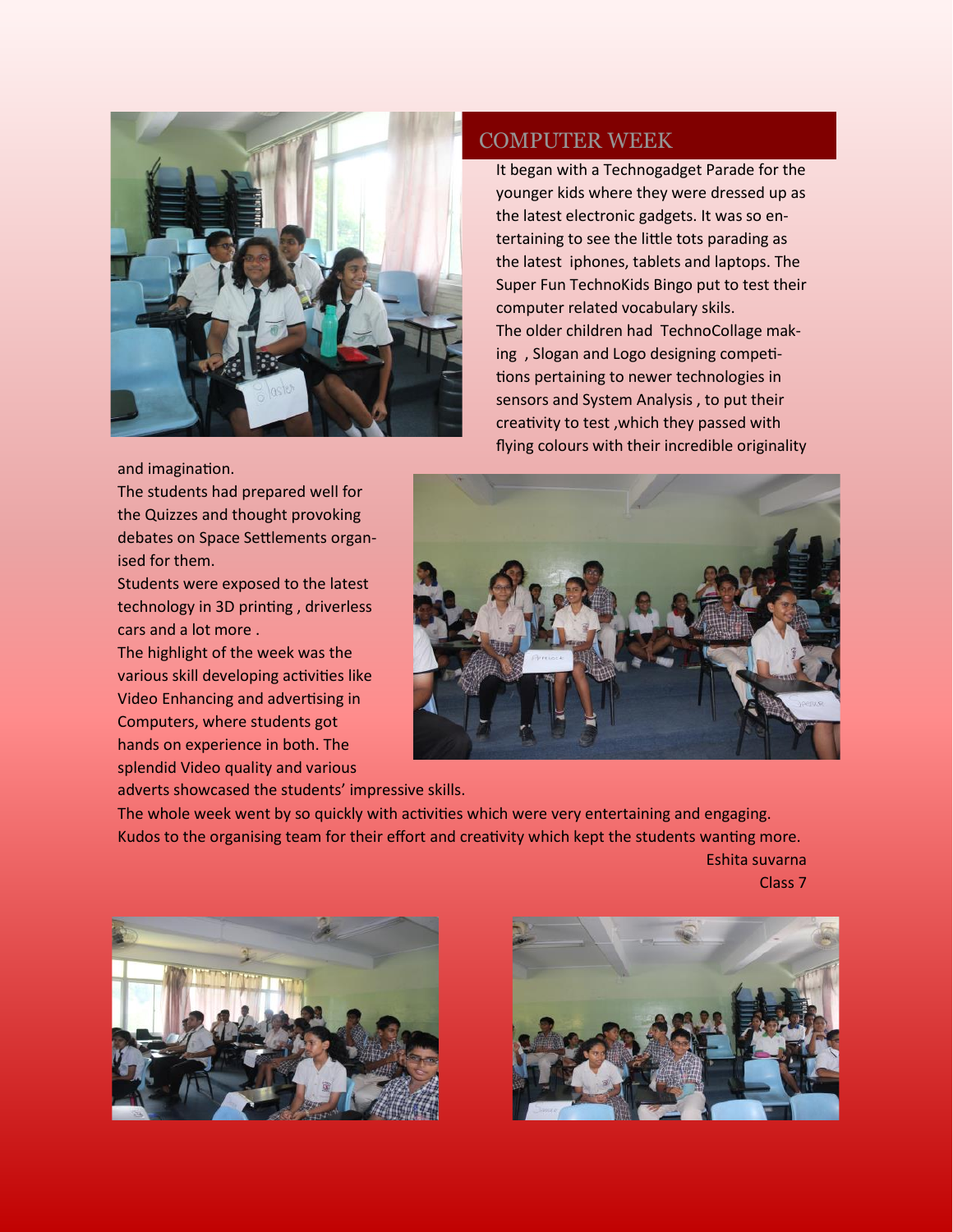## COMPUTER WEEK

It began with a Technogadget Parade for the younger kids where they were dressed up as the latest electronic gadgets. It was so entertaining to see the little tots parading as the latest iphones, tablets and laptops. The Super Fun TechnoKids Bingo put to test their computer related vocabulary skils.

The older children had TechnoCollage making , Slogan and Logo designing competitions pertaining to newer technologies in sensors and System Analysis , to put their creativity to test ,which they passed with flying colours with their incredible originality and imagination.

The students had prepared well for the Quizzes and thought provoking debates on Space Settlements organised for them.

Students were exposed to the latest technology in 3D printing , driverless cars and a lot more .

The highlight of the week was the various skill developing activities like Video Enhancing and advertising in Computers, where students got hands on experience in both. The splendid Video quality and various adverts showcased the students' impressive skills.

The whole week went by so quickly with activities which were very entertaining and engaging. Kudos to the organising team for their effort and creativity which kept the students wanting more.

Eshita suvarna
Class 7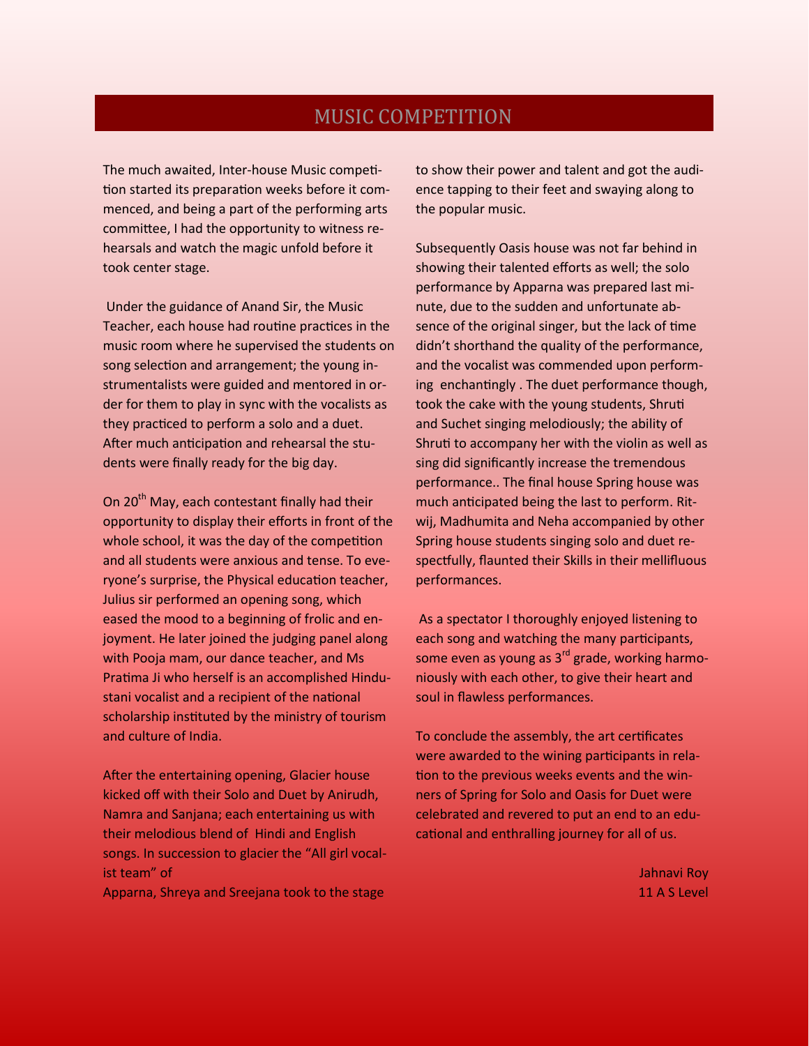# MUSIC COMPETITION

The much awaited, Inter-house Music competition started its preparation weeks before it commenced, and being a part of the performing arts committee, I had the opportunity to witness rehearsals and watch the magic unfold before it took center stage.

Under the guidance of Anand Sir, the Music Teacher, each house had routine practices in the music room where he supervised the students on song selection and arrangement; the young instrumentalists were guided and mentored in order for them to play in sync with the vocalists as they practiced to perform a solo and a duet. After much anticipation and rehearsal the students were finally ready for the big day.

On 20th May, each contestant finally had their opportunity to display their efforts in front of the whole school, it was the day of the competition and all students were anxious and tense. To everyone's surprise, the Physical education teacher, Julius sir performed an opening song, which eased the mood to a beginning of frolic and enjoyment. He later joined the judging panel along with Pooja mam, our dance teacher, and Ms Pratima Ji who herself is an accomplished Hindustani vocalist and a recipient of the national scholarship instituted by the ministry of tourism and culture of India.

After the entertaining opening, Glacier house kicked off with their Solo and Duet by Anirudh, Namra and Sanjana; each entertaining us with their melodious blend of Hindi and English songs. In succession to glacier the "All girl vocalist team" of Apparna, Shreya and Sreejana took to the stage to show their power and talent and got the audience tapping to their feet and swaying along to the popular music.

Subsequently Oasis house was not far behind in showing their talented efforts as well; the solo performance by Apparna was prepared last minute, due to the sudden and unfortunate absence of the original singer, but the lack of time didn't shorthand the quality of the performance, and the vocalist was commended upon performing enchantingly . The duet performance though, took the cake with the young students, Shruti and Suchet singing melodiously; the ability of Shruti to accompany her with the violin as well as sing did significantly increase the tremendous performance.. The final house Spring house was much anticipated being the last to perform. Ritwij, Madhumita and Neha accompanied by other Spring house students singing solo and duet respectfully, flaunted their Skills in their mellifluous performances.

As a spectator I thoroughly enjoyed listening to each song and watching the many participants, some even as young as 3rd grade, working harmoniously with each other, to give their heart and soul in flawless performances.

To conclude the assembly, the art certificates were awarded to the wining participants in relation to the previous weeks events and the winners of Spring for Solo and Oasis for Duet were celebrated and revered to put an end to an educational and enthralling journey for all of us.

Jahnavi Roy
11 A S Level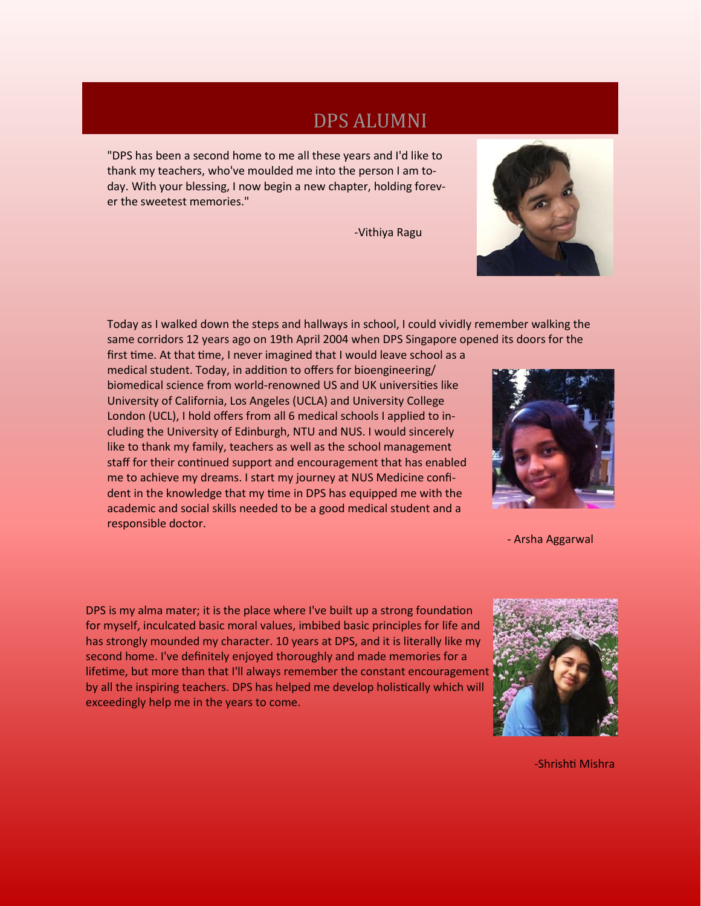# DPS ALUMNI

"DPS has been a second home to me all these years and I'd like to thank my teachers, who've moulded me into the person I am today. With your blessing, I now begin a new chapter, holding forever the sweetest memories."

-Vithiya Ragu

Today as I walked down the steps and hallways in school, I could vividly remember walking the same corridors 12 years ago on 19th April 2004 when DPS Singapore opened its doors for the first time. At that time, I never imagined that I would leave school as a medical student. Today, in addition to offers for bioengineering/ biomedical science from world-renowned US and UK universities like University of California, Los Angeles (UCLA) and University College London (UCL), I hold offers from all 6 medical schools I applied to including the University of Edinburgh, NTU and NUS. I would sincerely like to thank my family, teachers as well as the school management staff for their continued support and encouragement that has enabled me to achieve my dreams. I start my journey at NUS Medicine confident in the knowledge that my time in DPS has equipped me with the academic and social skills needed to be a good medical student and a responsible doctor.

- Arsha Aggarwal

DPS is my alma mater; it is the place where I've built up a strong foundation for myself, inculcated basic moral values, imbibed basic principles for life and has strongly mounded my character. 10 years at DPS, and it is literally like my second home. I've definitely enjoyed thoroughly and made memories for a lifetime, but more than that I'll always remember the constant encouragement by all the inspiring teachers. DPS has helped me develop holistically which will exceedingly help me in the years to come.

-Shrishti Mishra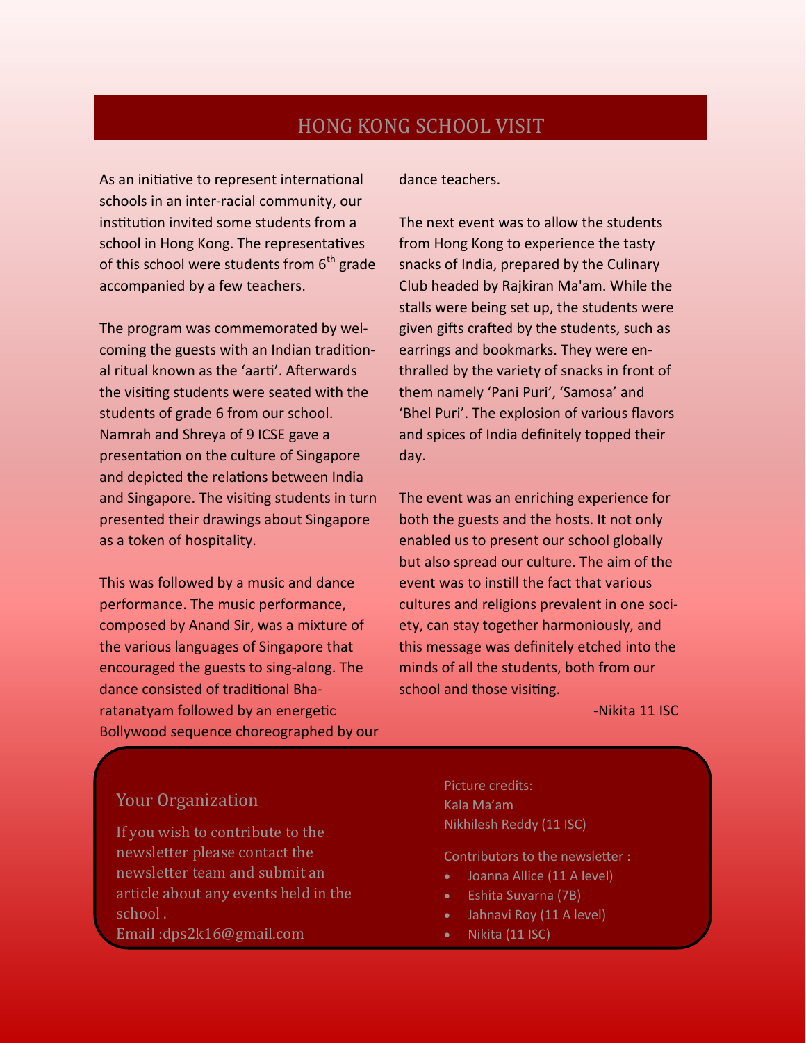# HONG KONG SCHOOL VISIT

As an initiative to represent international schools in an inter-racial community, our institution invited some students from a school in Hong Kong. The representatives of this school were students from 6$^{th}$ grade accompanied by a few teachers.

The program was commemorated by welcoming the guests with an Indian traditional ritual known as the 'aarti'. Afterwards the visiting students were seated with the students of grade 6 from our school. Namrah and Shreya of 9 ICSE gave a presentation on the culture of Singapore and depicted the relations between India and Singapore. The visiting students in turn presented their drawings about Singapore as a token of hospitality.

This was followed by a music and dance performance. The music performance, composed by Anand Sir, was a mixture of the various languages of Singapore that encouraged the guests to sing-along. The dance consisted of traditional Bharatanatyam followed by an energetic Bollywood sequence choreographed by our dance teachers.

The next event was to allow the students from Hong Kong to experience the tasty snacks of India, prepared by the Culinary Club headed by Rajkiran Ma'am. While the stalls were being set up, the students were given gifts crafted by the students, such as earrings and bookmarks. They were enthralled by the variety of snacks in front of them namely 'Pani Puri', 'Samosa' and 'Bhel Puri'. The explosion of various flavors and spices of India definitely topped their day.

The event was an enriching experience for both the guests and the hosts. It not only enabled us to present our school globally but also spread our culture. The aim of the event was to instill the fact that various cultures and religions prevalent in one society, can stay together harmoniously, and this message was definitely etched into the minds of all the students, both from our school and those visiting.

-Nikita 11 ISC

## Your Organization

If you wish to contribute to the newsletter please contact the newsletter team and submit an article about any events held in the school .
Email :dps2k16@gmail.com

Picture credits:
Kala Ma'am
Nikhilesh Reddy (11 ISC)

Contributors to the newsletter :

- Joanna Allice (11 A level)
- Eshita Suvarna (7B)
- Jahnavi Roy (11 A level)
- Nikita (11 ISC)